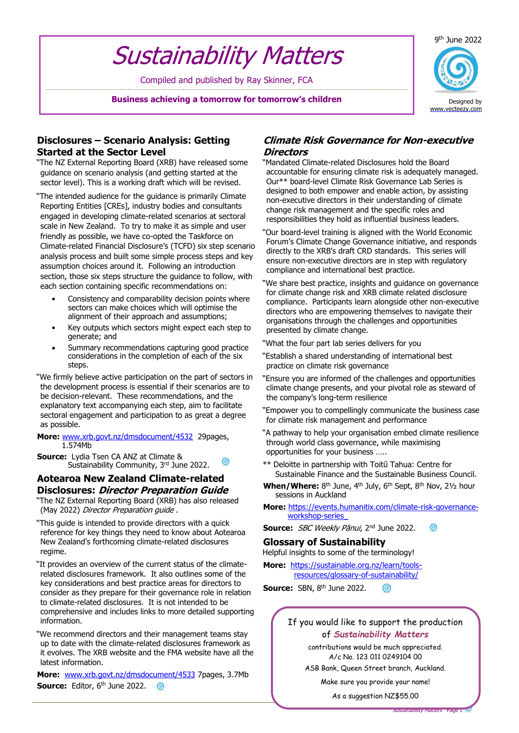9th June 2022

# *Sustainability Matters*

Compiled and published by Ray Skinner, FCA

**Business achieving a tomorrow for tomorrow's children**

Designed by www.vecteezy.com

## Disclosures – Scenario Analysis: Getting Started at the Sector Level

"The NZ External Reporting Board (XRB) have released some guidance on scenario analysis (and getting started at the sector level). This is a working draft which will be revised.

"The intended audience for the guidance is primarily Climate Reporting Entities [CREs], industry bodies and consultants engaged in developing climate-related scenarios at sectoral scale in New Zealand. To try to make it as simple and user friendly as possible, we have co-opted the Taskforce on Climate-related Financial Disclosure's (TCFD) six step scenario analysis process and built some simple process steps and key assumption choices around it. Following an introduction section, those six steps structure the guidance to follow, with each section containing specific recommendations on:

- Consistency and comparability decision points where sectors can make choices which will optimise the alignment of their approach and assumptions;
- Key outputs which sectors might expect each step to generate; and
- Summary recommendations capturing good practice considerations in the completion of each of the six steps.

"We firmly believe active participation on the part of sectors in the development process is essential if their scenarios are to be decision-relevant. These recommendations, and the explanatory text accompanying each step, aim to facilitate sectoral engagement and participation to as great a degree as possible.

**More:** www.xrb.govt.nz/dmsdocument/4532 29pages, 1.574Mb

**Source:** Lydia Tsen CA ANZ at Climate & Sustainability Community, 3rd June 2022.

## Aotearoa New Zealand Climate-related Disclosures: *Director Preparation Guide*

"The NZ External Reporting Board (XRB) has also released (May 2022) *Director Preparation guide* .

"This guide is intended to provide directors with a quick reference for key things they need to know about Aotearoa New Zealand's forthcoming climate-related disclosures regime.

"It provides an overview of the current status of the climate-related disclosures framework. It also outlines some of the key considerations and best practice areas for directors to consider as they prepare for their governance role in relation to climate-related disclosures. It is not intended to be comprehensive and includes links to more detailed supporting information.

"We recommend directors and their management teams stay up to date with the climate-related disclosures framework as it evolves. The XRB website and the FMA website have all the latest information.

**More:** www.xrb.govt.nz/dmsdocument/4533 7pages, 3.7Mb

**Source:** Editor, 6th June 2022.

## *Climate Risk Governance for Non-executive Directors*

"Mandated Climate-related Disclosures hold the Board accountable for ensuring climate risk is adequately managed. Our** board-level Climate Risk Governance Lab Series is designed to both empower and enable action, by assisting non-executive directors in their understanding of climate change risk management and the specific roles and responsibilities they hold as influential business leaders.

"Our board-level training is aligned with the World Economic Forum's Climate Change Governance initiative, and responds directly to the XRB's draft CRD standards. This series will ensure non-executive directors are in step with regulatory compliance and international best practice.

"We share best practice, insights and guidance on governance for climate change risk and XRB climate related disclosure compliance. Participants learn alongside other non-executive directors who are empowering themselves to navigate their organisations through the challenges and opportunities presented by climate change.

"What the four part lab series delivers for you

"Establish a shared understanding of international best practice on climate risk governance

"Ensure you are informed of the challenges and opportunities climate change presents, and your pivotal role as steward of the company's long-term resilience

"Empower you to compellingly communicate the business case for climate risk management and performance

"A pathway to help your organisation embed climate resilience through world class governance, while maximising opportunities for your business .....

** Deloitte in partnership with Toitū Tahua: Centre for Sustainable Finance and the Sustainable Business Council.

**When/Where:** 8th June, 4th July, 6th Sept, 8th Nov, 2½ hour sessions in Auckland

**More:** https://events.humanitix.com/climate-risk-governance-workshop-series_

**Source:** *SBC Weekly Pānui*, 2nd June 2022.

## Glossary of Sustainability

Helpful insights to some of the terminology!

**More:** https://sustainable.org.nz/learn/tools-resources/glossary-of-sustainability/

**Source:** SBN, 8th June 2022.

If you would like to support the production of ***Sustainability Matters***

contributions would be much appreciated.

A/c No. 123 011 0249104 00

ASB Bank, Queen Street branch, Auckland.

Make sure you provide your name!

As a suggestion NZ$55.00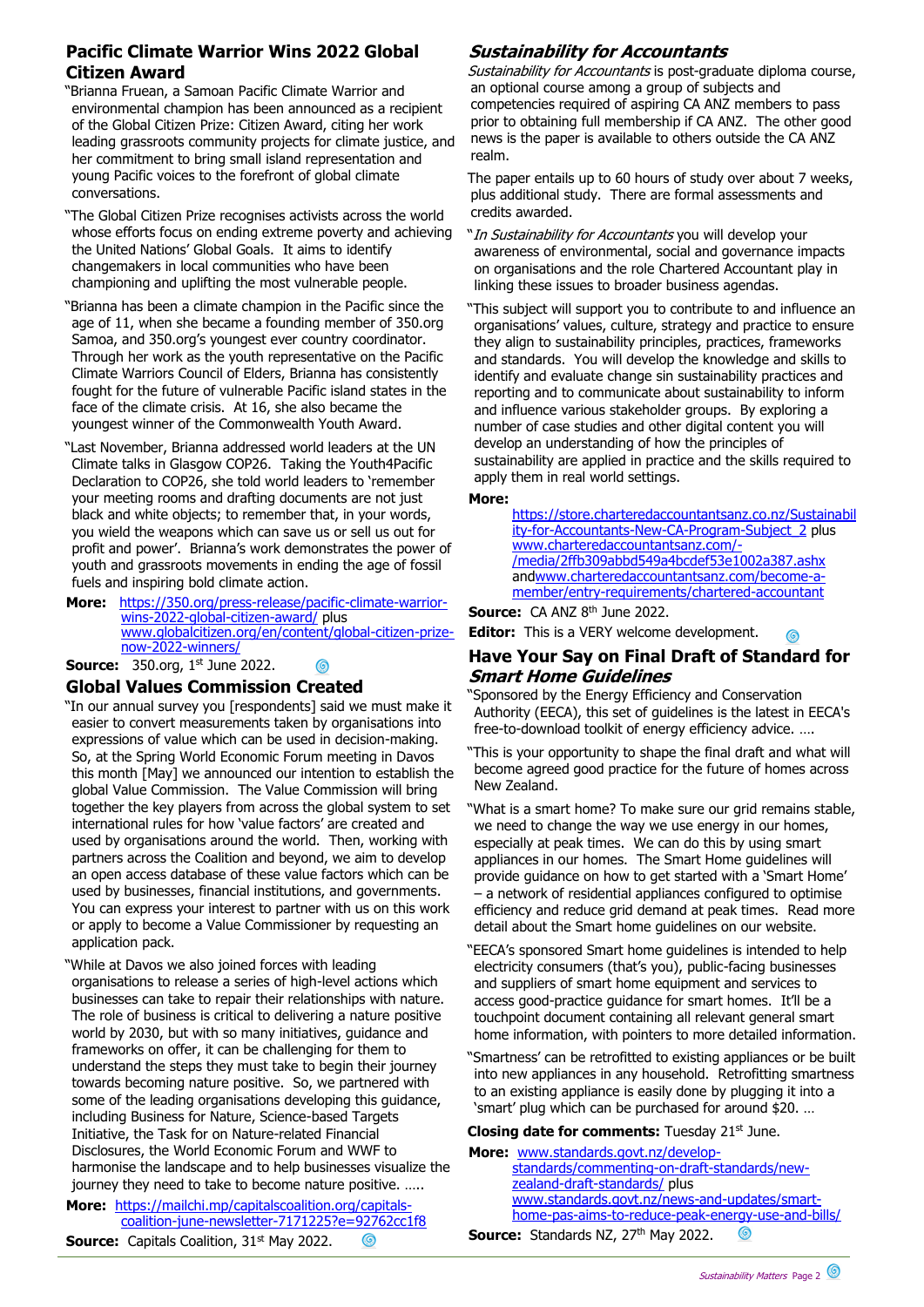## Pacific Climate Warrior Wins 2022 Global Citizen Award

"Brianna Fruean, a Samoan Pacific Climate Warrior and environmental champion has been announced as a recipient of the Global Citizen Prize: Citizen Award, citing her work leading grassroots community projects for climate justice, and her commitment to bring small island representation and young Pacific voices to the forefront of global climate conversations.

"The Global Citizen Prize recognises activists across the world whose efforts focus on ending extreme poverty and achieving the United Nations' Global Goals. It aims to identify changemakers in local communities who have been championing and uplifting the most vulnerable people.

"Brianna has been a climate champion in the Pacific since the age of 11, when she became a founding member of 350.org Samoa, and 350.org's youngest ever country coordinator. Through her work as the youth representative on the Pacific Climate Warriors Council of Elders, Brianna has consistently fought for the future of vulnerable Pacific island states in the face of the climate crisis. At 16, she also became the youngest winner of the Commonwealth Youth Award.

"Last November, Brianna addressed world leaders at the UN Climate talks in Glasgow COP26. Taking the Youth4Pacific Declaration to COP26, she told world leaders to 'remember your meeting rooms and drafting documents are not just black and white objects; to remember that, in your words, you wield the weapons which can save us or sell us out for profit and power'. Brianna's work demonstrates the power of youth and grassroots movements in ending the age of fossil fuels and inspiring bold climate action.

**More:** https://350.org/press-release/pacific-climate-warrior-wins-2022-global-citizen-award/ plus www.globalcitizen.org/en/content/global-citizen-prize-now-2022-winners/

**Source:** 350.org, 1st June 2022.

## Global Values Commission Created

"In our annual survey you [respondents] said we must make it easier to convert measurements taken by organisations into expressions of value which can be used in decision-making. So, at the Spring World Economic Forum meeting in Davos this month [May] we announced our intention to establish the global Value Commission. The Value Commission will bring together the key players from across the global system to set international rules for how 'value factors' are created and used by organisations around the world. Then, working with partners across the Coalition and beyond, we aim to develop an open access database of these value factors which can be used by businesses, financial institutions, and governments. You can express your interest to partner with us on this work or apply to become a Value Commissioner by requesting an application pack.

"While at Davos we also joined forces with leading organisations to release a series of high-level actions which businesses can take to repair their relationships with nature. The role of business is critical to delivering a nature positive world by 2030, but with so many initiatives, guidance and frameworks on offer, it can be challenging for them to understand the steps they must take to begin their journey towards becoming nature positive. So, we partnered with some of the leading organisations developing this guidance, including Business for Nature, Science-based Targets Initiative, the Task for on Nature-related Financial Disclosures, the World Economic Forum and WWF to harmonise the landscape and to help businesses visualize the journey they need to take to become nature positive. …..

**More:** https://mailchi.mp/capitalscoalition.org/capitals-coalition-june-newsletter-7171225?e=92762cc1f8

**Source:** Capitals Coalition, 31st May 2022.

## *Sustainability for Accountants*

*Sustainability for Accountants* is post-graduate diploma course, an optional course among a group of subjects and competencies required of aspiring CA ANZ members to pass prior to obtaining full membership if CA ANZ. The other good news is the paper is available to others outside the CA ANZ realm.

The paper entails up to 60 hours of study over about 7 weeks, plus additional study. There are formal assessments and credits awarded.

"*In Sustainability for Accountants* you will develop your awareness of environmental, social and governance impacts on organisations and the role Chartered Accountant play in linking these issues to broader business agendas.

"This subject will support you to contribute to and influence an organisations' values, culture, strategy and practice to ensure they align to sustainability principles, practices, frameworks and standards. You will develop the knowledge and skills to identify and evaluate change sin sustainability practices and reporting and to communicate about sustainability to inform and influence various stakeholder groups. By exploring a number of case studies and other digital content you will develop an understanding of how the principles of sustainability are applied in practice and the skills required to apply them in real world settings.

**More:** https://store.charteredaccountantsanz.co.nz/Sustainability-for-Accountants-New-CA-Program-Subject_2 plus www.charteredaccountantsanz.com/-/media/2ffb309abbd549a4bcdef53e1002a387.ashx andwww.charteredaccountantsanz.com/become-a-member/entry-requirements/chartered-accountant

**Source:** CA ANZ 8th June 2022.

**Editor:** This is a VERY welcome development.

## Have Your Say on Final Draft of Standard for *Smart Home Guidelines*

"Sponsored by the Energy Efficiency and Conservation Authority (EECA), this set of guidelines is the latest in EECA's free-to-download toolkit of energy efficiency advice. ….

"This is your opportunity to shape the final draft and what will become agreed good practice for the future of homes across New Zealand.

"What is a smart home? To make sure our grid remains stable, we need to change the way we use energy in our homes, especially at peak times. We can do this by using smart appliances in our homes. The Smart Home guidelines will provide guidance on how to get started with a 'Smart Home' – a network of residential appliances configured to optimise efficiency and reduce grid demand at peak times. Read more detail about the Smart home guidelines on our website.

"EECA's sponsored Smart home guidelines is intended to help electricity consumers (that's you), public-facing businesses and suppliers of smart home equipment and services to access good-practice guidance for smart homes. It'll be a touchpoint document containing all relevant general smart home information, with pointers to more detailed information.

"Smartness' can be retrofitted to existing appliances or be built into new appliances in any household. Retrofitting smartness to an existing appliance is easily done by plugging it into a 'smart' plug which can be purchased for around $20. …

**Closing date for comments:** Tuesday 21st June.

**More:** www.standards.govt.nz/develop-standards/commenting-on-draft-standards/new-zealand-draft-standards/ plus www.standards.govt.nz/news-and-updates/smart-home-pas-aims-to-reduce-peak-energy-use-and-bills/

**Source:** Standards NZ, 27th May 2022.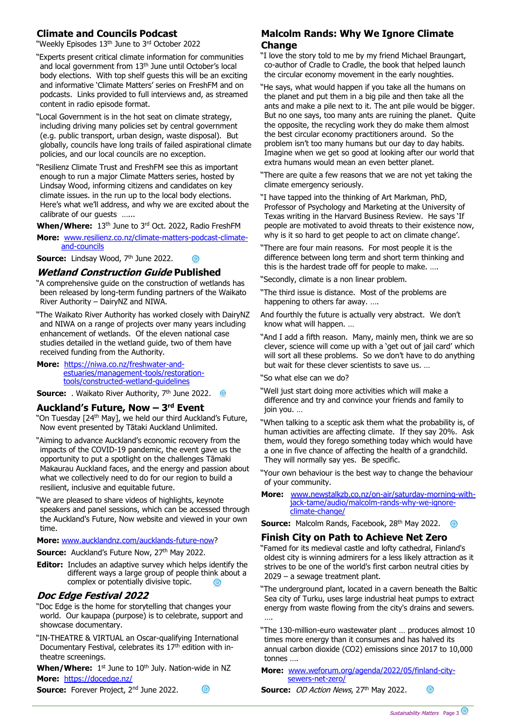## Climate and Councils Podcast

"Weekly Episodes 13th June to 3rd October 2022

"Experts present critical climate information for communities and local government from 13th June until October's local body elections. With top shelf guests this will be an exciting and informative 'Climate Matters' series on FreshFM and on podcasts. Links provided to full interviews and, as streamed content in radio episode format.

"Local Government is in the hot seat on climate strategy, including driving many policies set by central government (e.g. public transport, urban design, waste disposal). But globally, councils have long trails of failed aspirational climate policies, and our local councils are no exception.

"Resilienz Climate Trust and FreshFM see this as important enough to run a major Climate Matters series, hosted by Lindsay Wood, informing citizens and candidates on key climate issues. in the run up to the local body elections. Here's what we'll address, and why we are excited about the calibrate of our guests ......

**When/Where:** 13th June to 3rd Oct. 2022, Radio FreshFM

**More:** www.resilienz.co.nz/climate-matters-podcast-climate-and-councils

**Source:** Lindsay Wood, 7th June 2022.

## *Wetland Construction Guide* Published

"A comprehensive guide on the construction of wetlands has been released by long-term funding partners of the Waikato River Authority – DairyNZ and NIWA.

"The Waikato River Authority has worked closely with DairyNZ and NIWA on a range of projects over many years including enhancement of wetlands. Of the eleven national case studies detailed in the wetland guide, two of them have received funding from the Authority.

**More:** https://niwa.co.nz/freshwater-and-estuaries/management-tools/restoration-tools/constructed-wetland-guidelines

**Source:** . Waikato River Authority, 7th June 2022.

## Auckland's Future, Now – 3rd Event

"On Tuesday [24th May], we held our third Auckland's Future, Now event presented by Tātaki Auckland Unlimited.

"Aiming to advance Auckland's economic recovery from the impacts of the COVID-19 pandemic, the event gave us the opportunity to put a spotlight on the challenges Tāmaki Makaurau Auckland faces, and the energy and passion about what we collectively need to do for our region to build a resilient, inclusive and equitable future.

"We are pleased to share videos of highlights, keynote speakers and panel sessions, which can be accessed through the Auckland's Future, Now website and viewed in your own time.

**More:** www.aucklandnz.com/aucklands-future-now?

**Source:** Auckland's Future Now, 27th May 2022.

**Editor:** Includes an adaptive survey which helps identify the different ways a large group of people think about a complex or potentially divisive topic.

## *Doc Edge Festival 2022*

"Doc Edge is the home for storytelling that changes your world. Our kaupapa (purpose) is to celebrate, support and showcase documentary.

"IN-THEATRE & VIRTUAL an Oscar-qualifying International Documentary Festival, celebrates its 17th edition with in-theatre screenings.

**When/Where:** 1st June to 10th July. Nation-wide in NZ

**More:** https://docedge.nz/

**Source:** Forever Project, 2nd June 2022.

## Malcolm Rands: Why We Ignore Climate Change

"I love the story told to me by my friend Michael Braungart, co-author of Cradle to Cradle, the book that helped launch the circular economy movement in the early noughties.

"He says, what would happen if you take all the humans on the planet and put them in a big pile and then take all the ants and make a pile next to it. The ant pile would be bigger. But no one says, too many ants are ruining the planet. Quite the opposite, the recycling work they do make them almost the best circular economy practitioners around. So the problem isn't too many humans but our day to day habits. Imagine when we get so good at looking after our world that extra humans would mean an even better planet.

"There are quite a few reasons that we are not yet taking the climate emergency seriously.

"I have tapped into the thinking of Art Markman, PhD, Professor of Psychology and Marketing at the University of Texas writing in the Harvard Business Review. He says 'If people are motivated to avoid threats to their existence now, why is it so hard to get people to act on climate change'.

"There are four main reasons. For most people it is the difference between long term and short term thinking and this is the hardest trade off for people to make. ....

"Secondly, climate is a non linear problem.

"The third issue is distance. Most of the problems are happening to others far away. ....

And fourthly the future is actually very abstract. We don't know what will happen. …

"And I add a fifth reason. Many, mainly men, think we are so clever, science will come up with a 'get out of jail card' which will sort all these problems. So we don't have to do anything but wait for these clever scientists to save us. …

"So what else can we do?

"Well just start doing more activities which will make a difference and try and convince your friends and family to join you. …

"When talking to a sceptic ask them what the probability is, of human activities are affecting climate. If they say 20%. Ask them, would they forego something today which would have a one in five chance of affecting the health of a grandchild. They will normally say yes. Be specific.

"Your own behaviour is the best way to change the behaviour of your community.

**More:** www.newstalkzb.co.nz/on-air/saturday-morning-with-jack-tame/audio/malcolm-rands-why-we-ignore-climate-change/

**Source:** Malcolm Rands, Facebook, 28th May 2022.

## Finish City on Path to Achieve Net Zero

"Famed for its medieval castle and lofty cathedral, Finland's oldest city is winning admirers for a less likely attraction as it strives to be one of the world's first carbon neutral cities by 2029 – a sewage treatment plant.

"The underground plant, located in a cavern beneath the Baltic Sea city of Turku, uses large industrial heat pumps to extract energy from waste flowing from the city's drains and sewers. ....

"The 130-million-euro wastewater plant … produces almost 10 times more energy than it consumes and has halved its annual carbon dioxide ($CO_2$) emissions since 2017 to 10,000 tonnes ....

**More:** www.weforum.org/agenda/2022/05/finland-city-sewers-net-zero/

**Source:** *OD Action News*, 27th May 2022.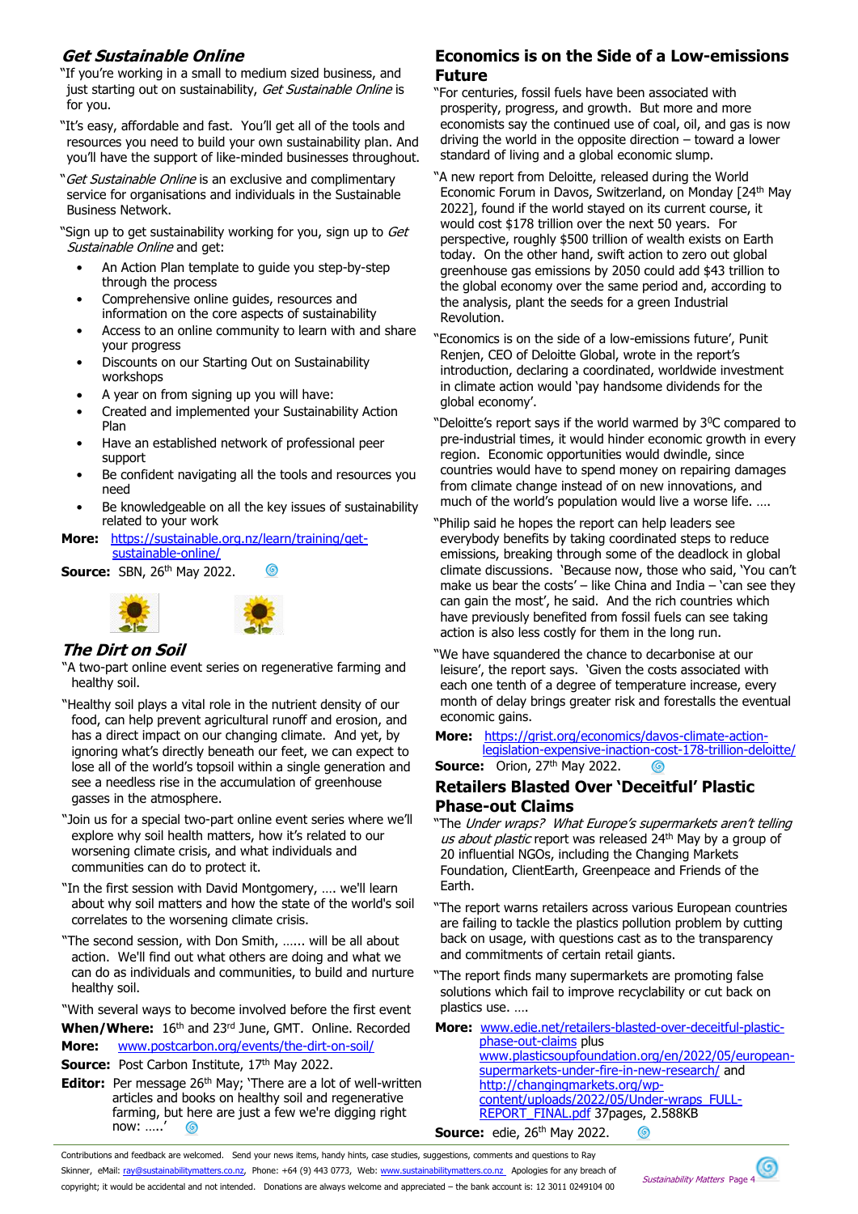## *Get Sustainable Online*

"If you're working in a small to medium sized business, and just starting out on sustainability, *Get Sustainable Online* is for you.

"It's easy, affordable and fast. You'll get all of the tools and resources you need to build your own sustainability plan. And you'll have the support of like-minded businesses throughout.

"*Get Sustainable Online* is an exclusive and complimentary service for organisations and individuals in the Sustainable Business Network.

"Sign up to get sustainability working for you, sign up to *Get Sustainable Online* and get:

- An Action Plan template to guide you step-by-step through the process
- Comprehensive online guides, resources and information on the core aspects of sustainability
- Access to an online community to learn with and share your progress
- Discounts on our Starting Out on Sustainability workshops
- A year on from signing up you will have:
- Created and implemented your Sustainability Action Plan
- Have an established network of professional peer support
- Be confident navigating all the tools and resources you need
- Be knowledgeable on all the key issues of sustainability related to your work

**More:** https://sustainable.org.nz/learn/training/get-sustainable-online/

**Source:** SBN, 26th May 2022.

## *The Dirt on Soil*

"A two-part online event series on regenerative farming and healthy soil.

"Healthy soil plays a vital role in the nutrient density of our food, can help prevent agricultural runoff and erosion, and has a direct impact on our changing climate. And yet, by ignoring what's directly beneath our feet, we can expect to lose all of the world's topsoil within a single generation and see a needless rise in the accumulation of greenhouse gasses in the atmosphere.

"Join us for a special two-part online event series where we'll explore why soil health matters, how it's related to our worsening climate crisis, and what individuals and communities can do to protect it.

"In the first session with David Montgomery, …. we'll learn about why soil matters and how the state of the world's soil correlates to the worsening climate crisis.

"The second session, with Don Smith, …... will be all about action. We'll find out what others are doing and what we can do as individuals and communities, to build and nurture healthy soil.

"With several ways to become involved before the first event

**When/Where:** 16th and 23rd June, GMT. Online. Recorded

**More:** www.postcarbon.org/events/the-dirt-on-soil/

**Source:** Post Carbon Institute, 17th May 2022.

**Editor:** Per message 26th May; 'There are a lot of well-written articles and books on healthy soil and regenerative farming, but here are just a few we're digging right now: …..'

## Economics is on the Side of a Low-emissions Future

"For centuries, fossil fuels have been associated with prosperity, progress, and growth. But more and more economists say the continued use of coal, oil, and gas is now driving the world in the opposite direction – toward a lower standard of living and a global economic slump.

"A new report from Deloitte, released during the World Economic Forum in Davos, Switzerland, on Monday [24th May 2022], found if the world stayed on its current course, it would cost $178 trillion over the next 50 years. For perspective, roughly $500 trillion of wealth exists on Earth today. On the other hand, swift action to zero out global greenhouse gas emissions by 2050 could add $43 trillion to the global economy over the same period and, according to the analysis, plant the seeds for a green Industrial Revolution.

"Economics is on the side of a low-emissions future', Punit Renjen, CEO of Deloitte Global, wrote in the report's introduction, declaring a coordinated, worldwide investment in climate action would 'pay handsome dividends for the global economy'.

"Deloitte's report says if the world warmed by 3°C compared to pre-industrial times, it would hinder economic growth in every region. Economic opportunities would dwindle, since countries would have to spend money on repairing damages from climate change instead of on new innovations, and much of the world's population would live a worse life. ….

"Philip said he hopes the report can help leaders see everybody benefits by taking coordinated steps to reduce emissions, breaking through some of the deadlock in global climate discussions. 'Because now, those who said, 'You can't make us bear the costs' – like China and India – 'can see they can gain the most', he said. And the rich countries which have previously benefited from fossil fuels can see taking action is also less costly for them in the long run.

"We have squandered the chance to decarbonise at our leisure', the report says. 'Given the costs associated with each one tenth of a degree of temperature increase, every month of delay brings greater risk and forestalls the eventual economic gains.

**More:** https://grist.org/economics/davos-climate-action-legislation-expensive-inaction-cost-178-trillion-deloitte/

**Source:** Orion, 27th May 2022.

## Retailers Blasted Over 'Deceitful' Plastic Phase-out Claims

"The *Under wraps? What Europe's supermarkets aren't telling us about plastic* report was released 24th May by a group of 20 influential NGOs, including the Changing Markets Foundation, ClientEarth, Greenpeace and Friends of the Earth.

"The report warns retailers across various European countries are failing to tackle the plastics pollution problem by cutting back on usage, with questions cast as to the transparency and commitments of certain retail giants.

"The report finds many supermarkets are promoting false solutions which fail to improve recyclability or cut back on plastics use. ….

**More:** www.edie.net/retailers-blasted-over-deceitful-plastic-phase-out-claims plus www.plasticsoupfoundation.org/en/2022/05/european-supermarkets-under-fire-in-new-research/ and http://changingmarkets.org/wp-content/uploads/2022/05/Under-wraps_FULL-REPORT_FINAL.pdf 37pages, 2.588KB

**Source:** edie, 26th May 2022.

Contributions and feedback are welcomed. Send your news items, handy hints, case studies, suggestions, comments and questions to Ray Skinner, eMail: ray@sustainabilitymatters.co.nz, Phone: +64 (9) 443 0773, Web: www.sustainabilitymatters.co.nz Apologies for any breach of copyright; it would be accidental and not intended. Donations are always welcome and appreciated – the bank account is: 12 3011 0249104 00